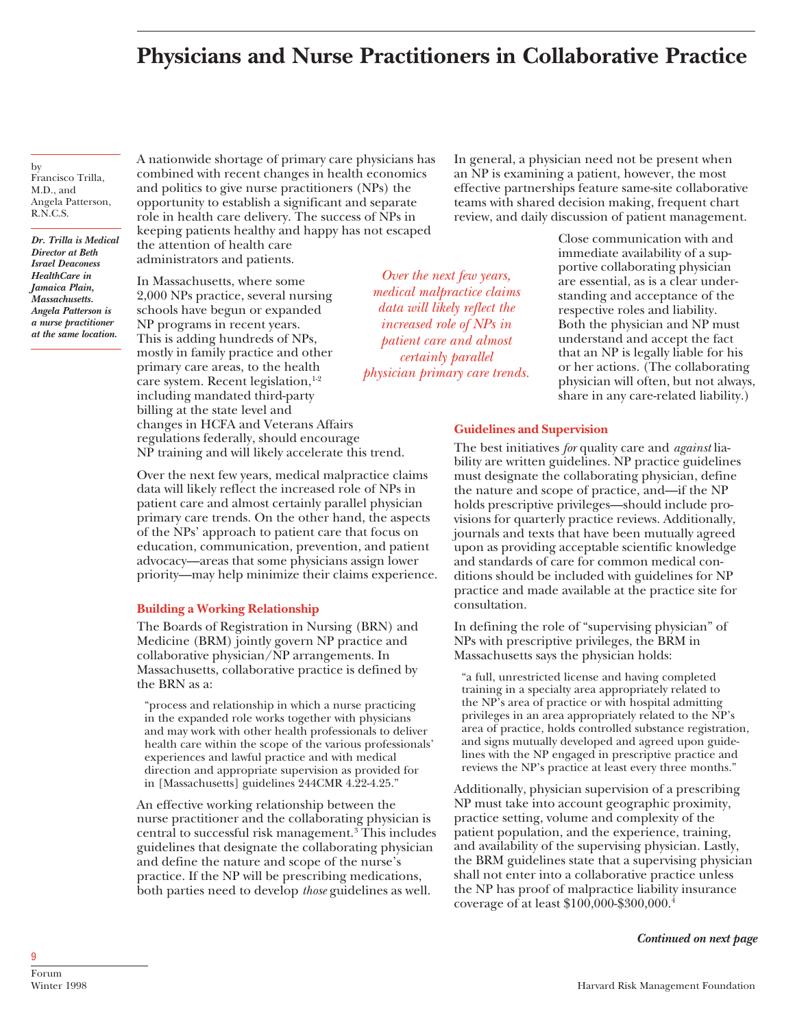# Physicians and Nurse Practitioners in Collaborative Practice

by
Francisco Trilla, M.D., and Angela Patterson, R.N.C.S.

***Dr. Trilla is Medical Director at Beth Israel Deaconess HealthCare in Jamaica Plain, Massachusetts. Angela Patterson is a nurse practitioner at the same location.***

A nationwide shortage of primary care physicians has combined with recent changes in health economics and politics to give nurse practitioners (NPs) the opportunity to establish a significant and separate role in health care delivery. The success of NPs in keeping patients healthy and happy has not escaped the attention of health care administrators and patients.

In Massachusetts, where some 2,000 NPs practice, several nursing schools have begun or expanded NP programs in recent years. This is adding hundreds of NPs, mostly in family practice and other primary care areas, to the health care system. Recent legislation,[1-2] including mandated third-party billing at the state level and changes in HCFA and Veterans Affairs regulations federally, should encourage NP training and will likely accelerate this trend.

Over the next few years, medical malpractice claims data will likely reflect the increased role of NPs in patient care and almost certainly parallel physician primary care trends. On the other hand, the aspects of the NPs' approach to patient care that focus on education, communication, prevention, and patient advocacy—areas that some physicians assign lower priority—may help minimize their claims experience.

*Over the next few years, medical malpractice claims data will likely reflect the increased role of NPs in patient care and almost certainly parallel physician primary care trends.*

## Building a Working Relationship

The Boards of Registration in Nursing (BRN) and Medicine (BRM) jointly govern NP practice and collaborative physician/NP arrangements. In Massachusetts, collaborative practice is defined by the BRN as a:

> "process and relationship in which a nurse practicing in the expanded role works together with physicians and may work with other health professionals to deliver health care within the scope of the various professionals' experiences and lawful practice and with medical direction and appropriate supervision as provided for in [Massachusetts] guidelines 244CMR 4.22-4.25."

An effective working relationship between the nurse practitioner and the collaborating physician is central to successful risk management.[3] This includes guidelines that designate the collaborating physician and define the nature and scope of the nurse's practice. If the NP will be prescribing medications, both parties need to develop *those* guidelines as well.

In general, a physician need not be present when an NP is examining a patient, however, the most effective partnerships feature same-site collaborative teams with shared decision making, frequent chart review, and daily discussion of patient management.

Close communication with and immediate availability of a supportive collaborating physician are essential, as is a clear understanding and acceptance of the respective roles and liability. Both the physician and NP must understand and accept the fact that an NP is legally liable for his or her actions. (The collaborating physician will often, but not always, share in any care-related liability.)

## Guidelines and Supervision

The best initiatives *for* quality care and *against* liability are written guidelines. NP practice guidelines must designate the collaborating physician, define the nature and scope of practice, and—if the NP holds prescriptive privileges—should include provisions for quarterly practice reviews. Additionally, journals and texts that have been mutually agreed upon as providing acceptable scientific knowledge and standards of care for common medical conditions should be included with guidelines for NP practice and made available at the practice site for consultation.

In defining the role of "supervising physician" of NPs with prescriptive privileges, the BRM in Massachusetts says the physician holds:

> "a full, unrestricted license and having completed training in a specialty area appropriately related to the NP's area of practice or with hospital admitting privileges in an area appropriately related to the NP's area of practice, holds controlled substance registration, and signs mutually developed and agreed upon guidelines with the NP engaged in prescriptive practice and reviews the NP's practice at least every three months."

Additionally, physician supervision of a prescribing NP must take into account geographic proximity, practice setting, volume and complexity of the patient population, and the experience, training, and availability of the supervising physician. Lastly, the BRM guidelines state that a supervising physician shall not enter into a collaborative practice unless the NP has proof of malpractice liability insurance coverage of at least $100,000-$300,000.[4]

***Continued on next page***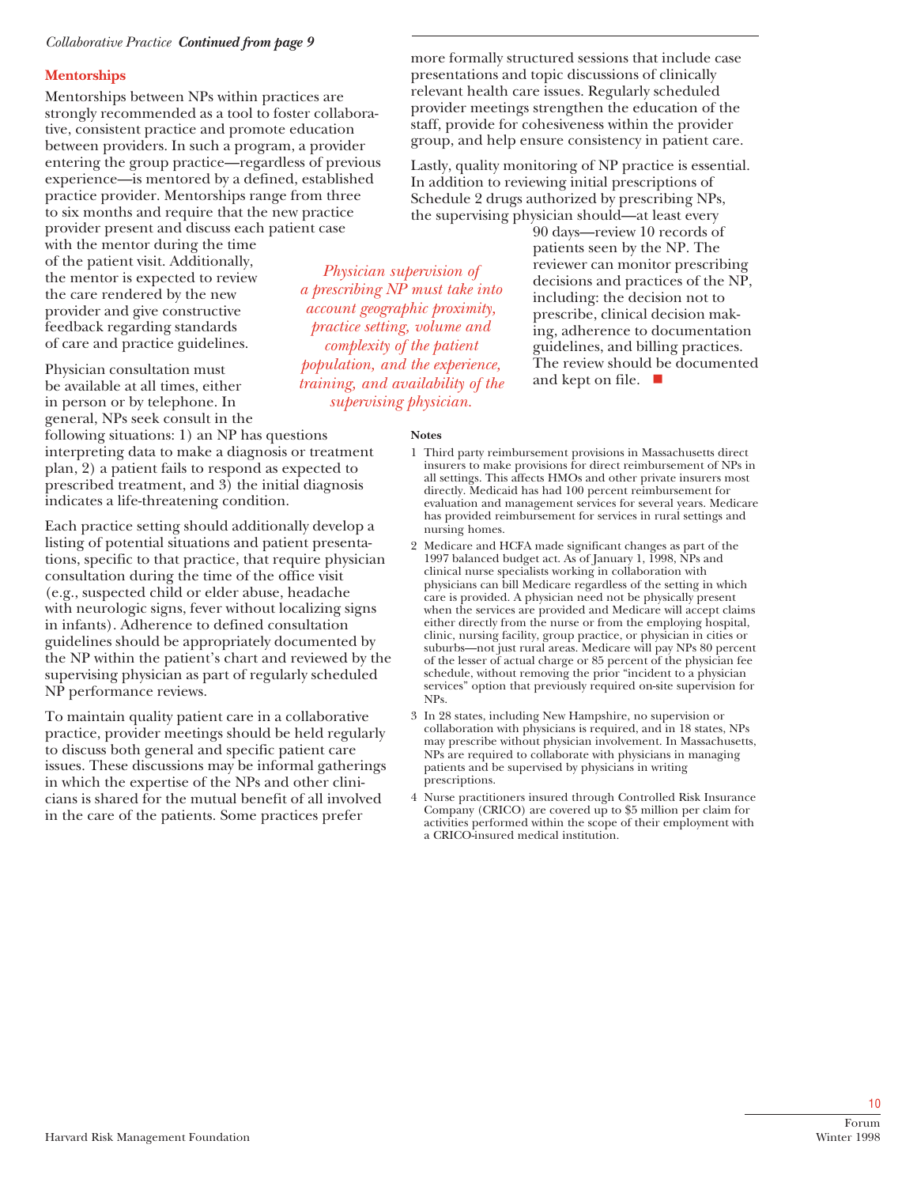*Collaborative Practice* ***Continued from page 9***

## Mentorships

Mentorships between NPs within practices are strongly recommended as a tool to foster collaborative, consistent practice and promote education between providers. In such a program, a provider entering the group practice—regardless of previous experience—is mentored by a defined, established practice provider. Mentorships range from three to six months and require that the new practice provider present and discuss each patient case with the mentor during the time of the patient visit. Additionally, the mentor is expected to review the care rendered by the new provider and give constructive feedback regarding standards of care and practice guidelines.

Physician consultation must be available at all times, either in person or by telephone. In general, NPs seek consult in the following situations: 1) an NP has questions interpreting data to make a diagnosis or treatment plan, 2) a patient fails to respond as expected to prescribed treatment, and 3) the initial diagnosis indicates a life-threatening condition.

Each practice setting should additionally develop a listing of potential situations and patient presentations, specific to that practice, that require physician consultation during the time of the office visit (e.g., suspected child or elder abuse, headache with neurologic signs, fever without localizing signs in infants). Adherence to defined consultation guidelines should be appropriately documented by the NP within the patient's chart and reviewed by the supervising physician as part of regularly scheduled NP performance reviews.

To maintain quality patient care in a collaborative practice, provider meetings should be held regularly to discuss both general and specific patient care issues. These discussions may be informal gatherings in which the expertise of the NPs and other clinicians is shared for the mutual benefit of all involved in the care of the patients. Some practices prefer more formally structured sessions that include case presentations and topic discussions of clinically relevant health care issues. Regularly scheduled provider meetings strengthen the education of the staff, provide for cohesiveness within the provider group, and help ensure consistency in patient care.

*Physician supervision of a prescribing NP must take into account geographic proximity, practice setting, volume and complexity of the patient population, and the experience, training, and availability of the supervising physician.*

Lastly, quality monitoring of NP practice is essential. In addition to reviewing initial prescriptions of Schedule 2 drugs authorized by prescribing NPs, the supervising physician should—at least every 90 days—review 10 records of patients seen by the NP. The reviewer can monitor prescribing decisions and practices of the NP, including: the decision not to prescribe, clinical decision making, adherence to documentation guidelines, and billing practices. The review should be documented and kept on file. ■

### Notes

1. Third party reimbursement provisions in Massachusetts direct insurers to make provisions for direct reimbursement of NPs in all settings. This affects HMOs and other private insurers most directly. Medicaid has had 100 percent reimbursement for evaluation and management services for several years. Medicare has provided reimbursement for services in rural settings and nursing homes.
2. Medicare and HCFA made significant changes as part of the 1997 balanced budget act. As of January 1, 1998, NPs and clinical nurse specialists working in collaboration with physicians can bill Medicare regardless of the setting in which care is provided. A physician need not be physically present when the services are provided and Medicare will accept claims either directly from the nurse or from the employing hospital, clinic, nursing facility, group practice, or physician in cities or suburbs—not just rural areas. Medicare will pay NPs 80 percent of the lesser of actual charge or 85 percent of the physician fee schedule, without removing the prior "incident to a physician services" option that previously required on-site supervision for NPs.
3. In 28 states, including New Hampshire, no supervision or collaboration with physicians is required, and in 18 states, NPs may prescribe without physician involvement. In Massachusetts, NPs are required to collaborate with physicians in managing patients and be supervised by physicians in writing prescriptions.
4. Nurse practitioners insured through Controlled Risk Insurance Company (CRICO) are covered up to $5 million per claim for activities performed within the scope of their employment with a CRICO-insured medical institution.